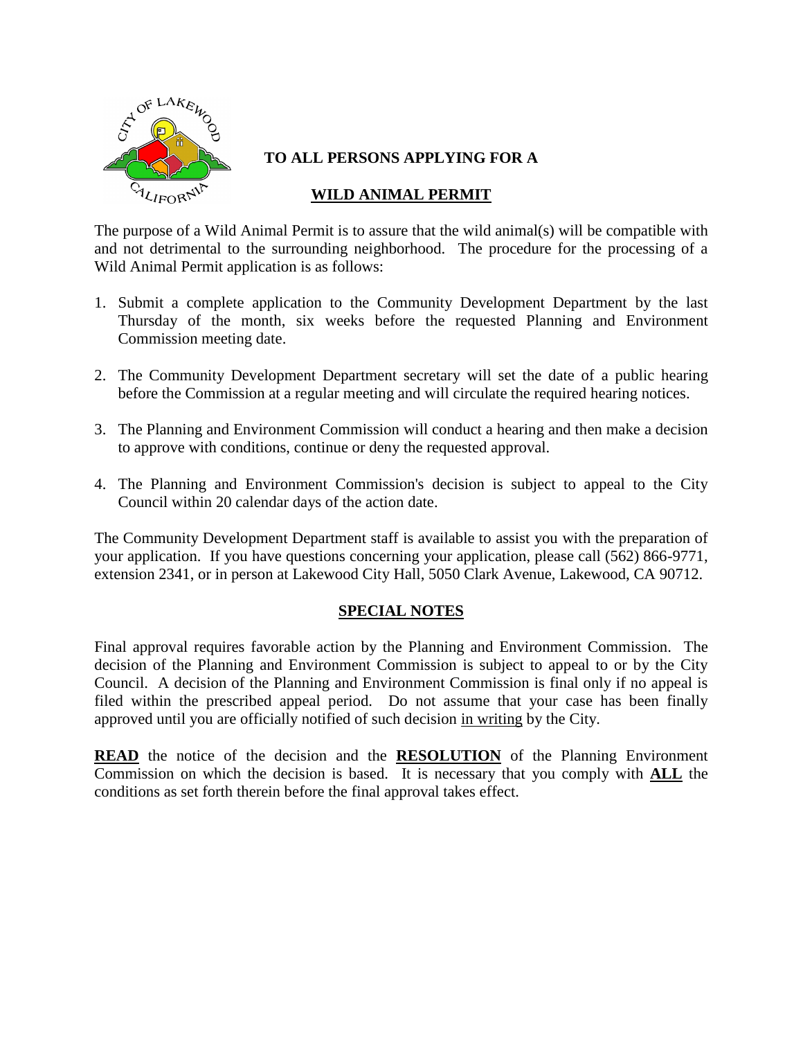# TO ALL PERSONS APPLYING FOR A

## WILD ANIMAL PERMIT

The purpose of a Wild Animal Permit is to assure that the wild animal(s) will be compatible with and not detrimental to the surrounding neighborhood. The procedure for the processing of a Wild Animal Permit application is as follows:

1. Submit a complete application to the Community Development Department by the last Thursday of the month, six weeks before the requested Planning and Environment Commission meeting date.

2. The Community Development Department secretary will set the date of a public hearing before the Commission at a regular meeting and will circulate the required hearing notices.

3. The Planning and Environment Commission will conduct a hearing and then make a decision to approve with conditions, continue or deny the requested approval.

4. The Planning and Environment Commission's decision is subject to appeal to the City Council within 20 calendar days of the action date.

The Community Development Department staff is available to assist you with the preparation of your application. If you have questions concerning your application, please call (562) 866-9771, extension 2341, or in person at Lakewood City Hall, 5050 Clark Avenue, Lakewood, CA 90712.

## SPECIAL NOTES

Final approval requires favorable action by the Planning and Environment Commission. The decision of the Planning and Environment Commission is subject to appeal to or by the City Council. A decision of the Planning and Environment Commission is final only if no appeal is filed within the prescribed appeal period. Do not assume that your case has been finally approved until you are officially notified of such decision in writing by the City.

**READ** the notice of the decision and the **RESOLUTION** of the Planning Environment Commission on which the decision is based. It is necessary that you comply with **ALL** the conditions as set forth therein before the final approval takes effect.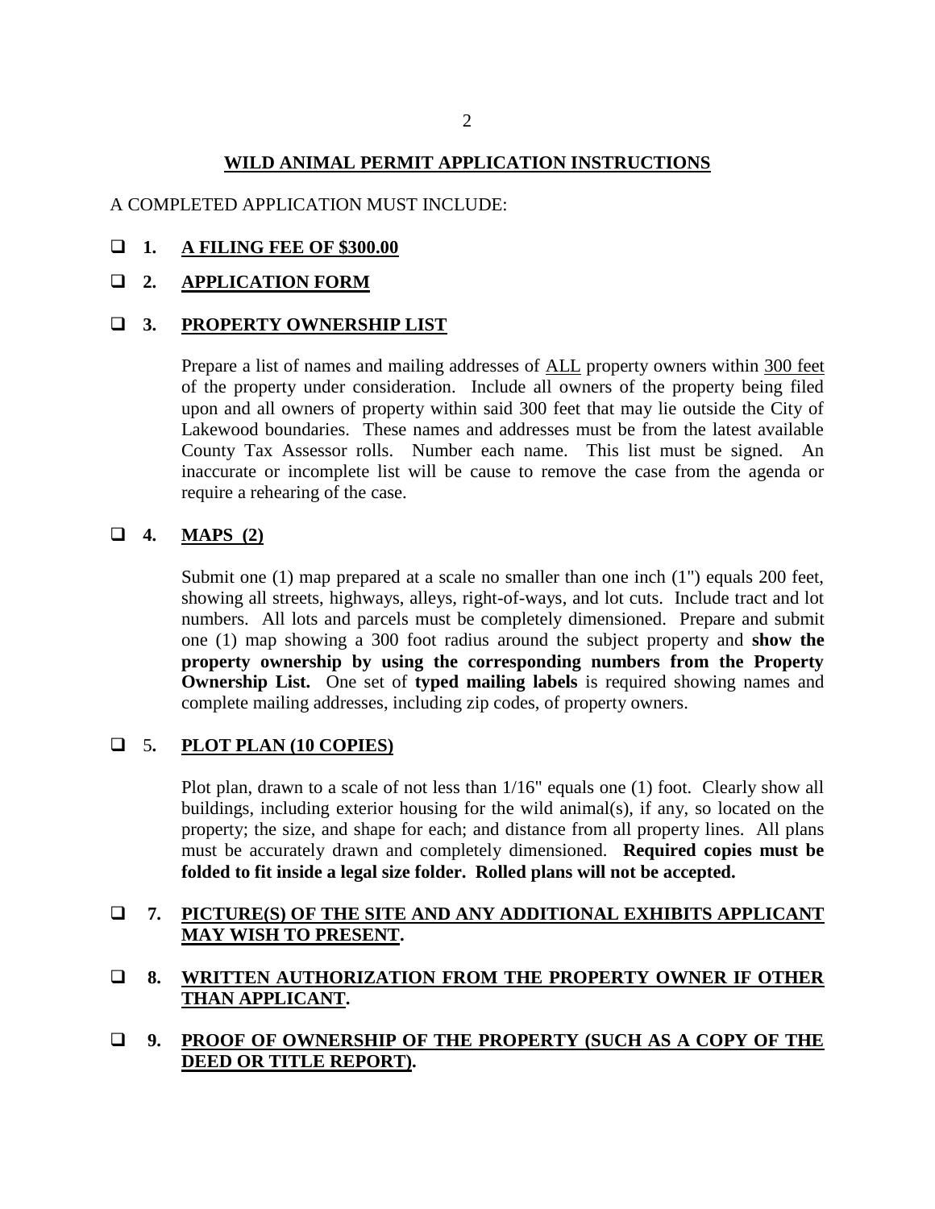## WILD ANIMAL PERMIT APPLICATION INSTRUCTIONS

A COMPLETED APPLICATION MUST INCLUDE:

- ☐ **1. A FILING FEE OF $300.00**

- ☐ **2. APPLICATION FORM**

- ☐ **3. PROPERTY OWNERSHIP LIST**

  Prepare a list of names and mailing addresses of ALL property owners within 300 feet of the property under consideration. Include all owners of the property being filed upon and all owners of property within said 300 feet that may lie outside the City of Lakewood boundaries. These names and addresses must be from the latest available County Tax Assessor rolls. Number each name. This list must be signed. An inaccurate or incomplete list will be cause to remove the case from the agenda or require a rehearing of the case.

- ☐ **4. MAPS (2)**

  Submit one (1) map prepared at a scale no smaller than one inch (1") equals 200 feet, showing all streets, highways, alleys, right-of-ways, and lot cuts. Include tract and lot numbers. All lots and parcels must be completely dimensioned. Prepare and submit one (1) map showing a 300 foot radius around the subject property and **show the property ownership by using the corresponding numbers from the Property Ownership List.** One set of **typed mailing labels** is required showing names and complete mailing addresses, including zip codes, of property owners.

- ☐ 5**. PLOT PLAN (10 COPIES)**

  Plot plan, drawn to a scale of not less than 1/16" equals one (1) foot. Clearly show all buildings, including exterior housing for the wild animal(s), if any, so located on the property; the size, and shape for each; and distance from all property lines. All plans must be accurately drawn and completely dimensioned. **Required copies must be folded to fit inside a legal size folder. Rolled plans will not be accepted.**

- ☐ **7. PICTURE(S) OF THE SITE AND ANY ADDITIONAL EXHIBITS APPLICANT MAY WISH TO PRESENT.**

- ☐ **8. WRITTEN AUTHORIZATION FROM THE PROPERTY OWNER IF OTHER THAN APPLICANT.**

- ☐ **9. PROOF OF OWNERSHIP OF THE PROPERTY (SUCH AS A COPY OF THE DEED OR TITLE REPORT).**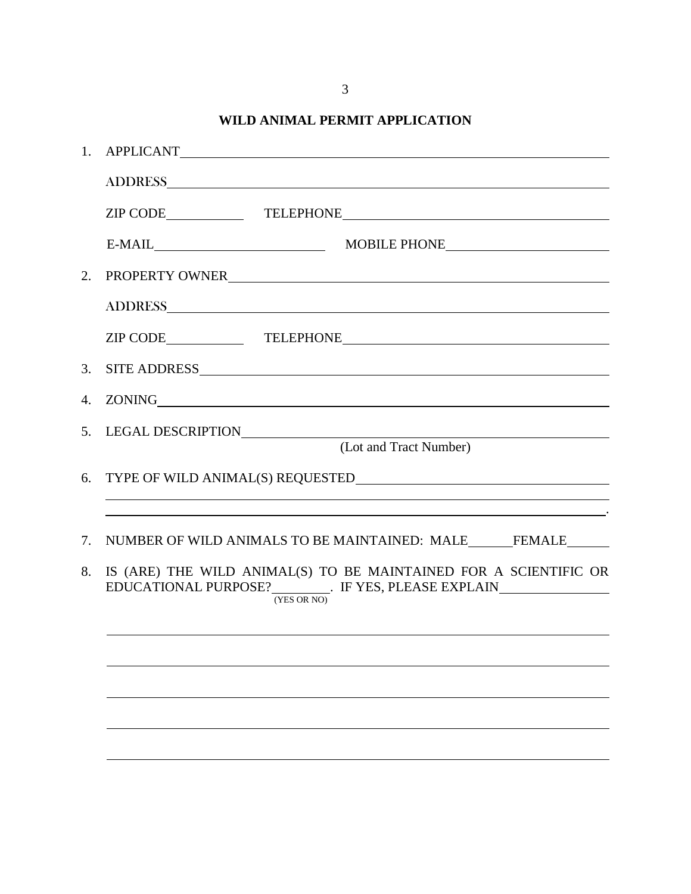# WILD ANIMAL PERMIT APPLICATION

1. APPLICANT \_\_\_\_\_\_\_\_\_\_\_\_\_\_\_\_\_\_\_\_\_\_\_\_\_\_\_\_\_\_\_\_\_\_\_\_\_\_\_\_\_\_\_\_\_\_\_\_

   ADDRESS \_\_\_\_\_\_\_\_\_\_\_\_\_\_\_\_\_\_\_\_\_\_\_\_\_\_\_\_\_\_\_\_\_\_\_\_\_\_\_\_\_\_\_\_\_\_\_\_

   ZIP CODE \_\_\_\_\_\_\_\_\_\_ TELEPHONE \_\_\_\_\_\_\_\_\_\_\_\_\_\_\_\_\_\_\_\_\_\_\_\_\_\_\_\_

   E-MAIL \_\_\_\_\_\_\_\_\_\_\_\_\_\_\_\_\_\_\_\_ MOBILE PHONE \_\_\_\_\_\_\_\_\_\_\_\_\_\_\_\_\_\_\_\_

2. PROPERTY OWNER \_\_\_\_\_\_\_\_\_\_\_\_\_\_\_\_\_\_\_\_\_\_\_\_\_\_\_\_\_\_\_\_\_\_\_\_\_\_\_\_\_\_

   ADDRESS \_\_\_\_\_\_\_\_\_\_\_\_\_\_\_\_\_\_\_\_\_\_\_\_\_\_\_\_\_\_\_\_\_\_\_\_\_\_\_\_\_\_\_\_\_\_\_\_

   ZIP CODE \_\_\_\_\_\_\_\_\_\_ TELEPHONE \_\_\_\_\_\_\_\_\_\_\_\_\_\_\_\_\_\_\_\_\_\_\_\_\_\_\_\_

3. SITE ADDRESS \_\_\_\_\_\_\_\_\_\_\_\_\_\_\_\_\_\_\_\_\_\_\_\_\_\_\_\_\_\_\_\_\_\_\_\_\_\_\_\_\_\_\_\_

4. ZONING \_\_\_\_\_\_\_\_\_\_\_\_\_\_\_\_\_\_\_\_\_\_\_\_\_\_\_\_\_\_\_\_\_\_\_\_\_\_\_\_\_\_\_\_\_\_\_\_\_\_

5. LEGAL DESCRIPTION \_\_\_\_\_\_\_\_\_\_\_\_\_\_\_\_\_\_\_\_\_\_\_\_\_\_\_\_\_\_\_\_\_\_\_\_\_\_\_
   (Lot and Tract Number)

6. TYPE OF WILD ANIMAL(S) REQUESTED \_\_\_\_\_\_\_\_\_\_\_\_\_\_\_\_\_\_\_\_\_\_\_\_\_\_\_\_

   \_\_\_\_\_\_\_\_\_\_\_\_\_\_\_\_\_\_\_\_\_\_\_\_\_\_\_\_\_\_\_\_\_\_\_\_\_\_\_\_\_\_\_\_\_\_\_\_\_\_\_\_\_\_\_\_\_\_

   \_\_\_\_\_\_\_\_\_\_\_\_\_\_\_\_\_\_\_\_\_\_\_\_\_\_\_\_\_\_\_\_\_\_\_\_\_\_\_\_\_\_\_\_\_\_\_\_\_\_\_\_\_\_\_\_\_\_.

7. NUMBER OF WILD ANIMALS TO BE MAINTAINED: MALE \_\_\_\_\_ FEMALE \_\_\_\_\_

8. IS (ARE) THE WILD ANIMAL(S) TO BE MAINTAINED FOR A SCIENTIFIC OR EDUCATIONAL PURPOSE? \_\_\_\_\_\_\_ (YES OR NO). IF YES, PLEASE EXPLAIN \_\_\_\_\_\_\_\_\_\_\_\_\_\_

   \_\_\_\_\_\_\_\_\_\_\_\_\_\_\_\_\_\_\_\_\_\_\_\_\_\_\_\_\_\_\_\_\_\_\_\_\_\_\_\_\_\_\_\_\_\_\_\_\_\_\_\_\_\_\_\_\_\_

   \_\_\_\_\_\_\_\_\_\_\_\_\_\_\_\_\_\_\_\_\_\_\_\_\_\_\_\_\_\_\_\_\_\_\_\_\_\_\_\_\_\_\_\_\_\_\_\_\_\_\_\_\_\_\_\_\_\_

   \_\_\_\_\_\_\_\_\_\_\_\_\_\_\_\_\_\_\_\_\_\_\_\_\_\_\_\_\_\_\_\_\_\_\_\_\_\_\_\_\_\_\_\_\_\_\_\_\_\_\_\_\_\_\_\_\_\_

   \_\_\_\_\_\_\_\_\_\_\_\_\_\_\_\_\_\_\_\_\_\_\_\_\_\_\_\_\_\_\_\_\_\_\_\_\_\_\_\_\_\_\_\_\_\_\_\_\_\_\_\_\_\_\_\_\_\_

   \_\_\_\_\_\_\_\_\_\_\_\_\_\_\_\_\_\_\_\_\_\_\_\_\_\_\_\_\_\_\_\_\_\_\_\_\_\_\_\_\_\_\_\_\_\_\_\_\_\_\_\_\_\_\_\_\_\_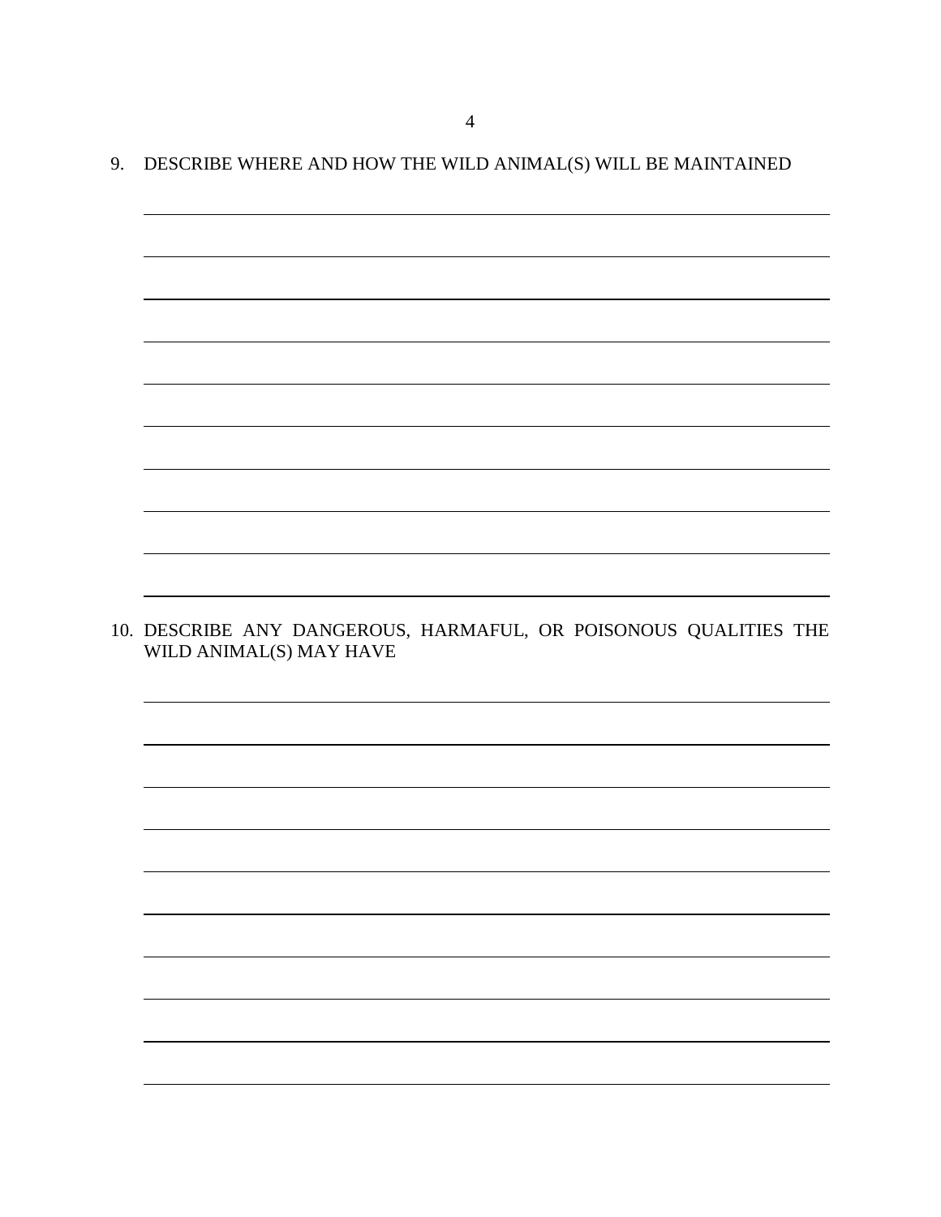9. DESCRIBE WHERE AND HOW THE WILD ANIMAL(S) WILL BE MAINTAINED

\_\_\_\_\_\_\_\_\_\_\_\_\_\_\_\_\_\_\_\_\_\_\_\_\_\_\_\_\_\_\_\_\_\_\_\_\_\_\_\_\_\_\_\_\_\_\_\_\_\_\_\_\_\_\_\_\_\_\_\_\_\_\_\_\_\_\_\_\_\_\_\_\_\_\_\_\_\_

\_\_\_\_\_\_\_\_\_\_\_\_\_\_\_\_\_\_\_\_\_\_\_\_\_\_\_\_\_\_\_\_\_\_\_\_\_\_\_\_\_\_\_\_\_\_\_\_\_\_\_\_\_\_\_\_\_\_\_\_\_\_\_\_\_\_\_\_\_\_\_\_\_\_\_\_\_\_

\_\_\_\_\_\_\_\_\_\_\_\_\_\_\_\_\_\_\_\_\_\_\_\_\_\_\_\_\_\_\_\_\_\_\_\_\_\_\_\_\_\_\_\_\_\_\_\_\_\_\_\_\_\_\_\_\_\_\_\_\_\_\_\_\_\_\_\_\_\_\_\_\_\_\_\_\_\_

\_\_\_\_\_\_\_\_\_\_\_\_\_\_\_\_\_\_\_\_\_\_\_\_\_\_\_\_\_\_\_\_\_\_\_\_\_\_\_\_\_\_\_\_\_\_\_\_\_\_\_\_\_\_\_\_\_\_\_\_\_\_\_\_\_\_\_\_\_\_\_\_\_\_\_\_\_\_

\_\_\_\_\_\_\_\_\_\_\_\_\_\_\_\_\_\_\_\_\_\_\_\_\_\_\_\_\_\_\_\_\_\_\_\_\_\_\_\_\_\_\_\_\_\_\_\_\_\_\_\_\_\_\_\_\_\_\_\_\_\_\_\_\_\_\_\_\_\_\_\_\_\_\_\_\_\_

\_\_\_\_\_\_\_\_\_\_\_\_\_\_\_\_\_\_\_\_\_\_\_\_\_\_\_\_\_\_\_\_\_\_\_\_\_\_\_\_\_\_\_\_\_\_\_\_\_\_\_\_\_\_\_\_\_\_\_\_\_\_\_\_\_\_\_\_\_\_\_\_\_\_\_\_\_\_

\_\_\_\_\_\_\_\_\_\_\_\_\_\_\_\_\_\_\_\_\_\_\_\_\_\_\_\_\_\_\_\_\_\_\_\_\_\_\_\_\_\_\_\_\_\_\_\_\_\_\_\_\_\_\_\_\_\_\_\_\_\_\_\_\_\_\_\_\_\_\_\_\_\_\_\_\_\_

\_\_\_\_\_\_\_\_\_\_\_\_\_\_\_\_\_\_\_\_\_\_\_\_\_\_\_\_\_\_\_\_\_\_\_\_\_\_\_\_\_\_\_\_\_\_\_\_\_\_\_\_\_\_\_\_\_\_\_\_\_\_\_\_\_\_\_\_\_\_\_\_\_\_\_\_\_\_

\_\_\_\_\_\_\_\_\_\_\_\_\_\_\_\_\_\_\_\_\_\_\_\_\_\_\_\_\_\_\_\_\_\_\_\_\_\_\_\_\_\_\_\_\_\_\_\_\_\_\_\_\_\_\_\_\_\_\_\_\_\_\_\_\_\_\_\_\_\_\_\_\_\_\_\_\_\_

\_\_\_\_\_\_\_\_\_\_\_\_\_\_\_\_\_\_\_\_\_\_\_\_\_\_\_\_\_\_\_\_\_\_\_\_\_\_\_\_\_\_\_\_\_\_\_\_\_\_\_\_\_\_\_\_\_\_\_\_\_\_\_\_\_\_\_\_\_\_\_\_\_\_\_\_\_\_

10. DESCRIBE ANY DANGEROUS, HARMAFUL, OR POISONOUS QUALITIES THE WILD ANIMAL(S) MAY HAVE

\_\_\_\_\_\_\_\_\_\_\_\_\_\_\_\_\_\_\_\_\_\_\_\_\_\_\_\_\_\_\_\_\_\_\_\_\_\_\_\_\_\_\_\_\_\_\_\_\_\_\_\_\_\_\_\_\_\_\_\_\_\_\_\_\_\_\_\_\_\_\_\_\_\_\_\_\_\_

\_\_\_\_\_\_\_\_\_\_\_\_\_\_\_\_\_\_\_\_\_\_\_\_\_\_\_\_\_\_\_\_\_\_\_\_\_\_\_\_\_\_\_\_\_\_\_\_\_\_\_\_\_\_\_\_\_\_\_\_\_\_\_\_\_\_\_\_\_\_\_\_\_\_\_\_\_\_

\_\_\_\_\_\_\_\_\_\_\_\_\_\_\_\_\_\_\_\_\_\_\_\_\_\_\_\_\_\_\_\_\_\_\_\_\_\_\_\_\_\_\_\_\_\_\_\_\_\_\_\_\_\_\_\_\_\_\_\_\_\_\_\_\_\_\_\_\_\_\_\_\_\_\_\_\_\_

\_\_\_\_\_\_\_\_\_\_\_\_\_\_\_\_\_\_\_\_\_\_\_\_\_\_\_\_\_\_\_\_\_\_\_\_\_\_\_\_\_\_\_\_\_\_\_\_\_\_\_\_\_\_\_\_\_\_\_\_\_\_\_\_\_\_\_\_\_\_\_\_\_\_\_\_\_\_

\_\_\_\_\_\_\_\_\_\_\_\_\_\_\_\_\_\_\_\_\_\_\_\_\_\_\_\_\_\_\_\_\_\_\_\_\_\_\_\_\_\_\_\_\_\_\_\_\_\_\_\_\_\_\_\_\_\_\_\_\_\_\_\_\_\_\_\_\_\_\_\_\_\_\_\_\_\_

\_\_\_\_\_\_\_\_\_\_\_\_\_\_\_\_\_\_\_\_\_\_\_\_\_\_\_\_\_\_\_\_\_\_\_\_\_\_\_\_\_\_\_\_\_\_\_\_\_\_\_\_\_\_\_\_\_\_\_\_\_\_\_\_\_\_\_\_\_\_\_\_\_\_\_\_\_\_

\_\_\_\_\_\_\_\_\_\_\_\_\_\_\_\_\_\_\_\_\_\_\_\_\_\_\_\_\_\_\_\_\_\_\_\_\_\_\_\_\_\_\_\_\_\_\_\_\_\_\_\_\_\_\_\_\_\_\_\_\_\_\_\_\_\_\_\_\_\_\_\_\_\_\_\_\_\_

\_\_\_\_\_\_\_\_\_\_\_\_\_\_\_\_\_\_\_\_\_\_\_\_\_\_\_\_\_\_\_\_\_\_\_\_\_\_\_\_\_\_\_\_\_\_\_\_\_\_\_\_\_\_\_\_\_\_\_\_\_\_\_\_\_\_\_\_\_\_\_\_\_\_\_\_\_\_

\_\_\_\_\_\_\_\_\_\_\_\_\_\_\_\_\_\_\_\_\_\_\_\_\_\_\_\_\_\_\_\_\_\_\_\_\_\_\_\_\_\_\_\_\_\_\_\_\_\_\_\_\_\_\_\_\_\_\_\_\_\_\_\_\_\_\_\_\_\_\_\_\_\_\_\_\_\_

\_\_\_\_\_\_\_\_\_\_\_\_\_\_\_\_\_\_\_\_\_\_\_\_\_\_\_\_\_\_\_\_\_\_\_\_\_\_\_\_\_\_\_\_\_\_\_\_\_\_\_\_\_\_\_\_\_\_\_\_\_\_\_\_\_\_\_\_\_\_\_\_\_\_\_\_\_\_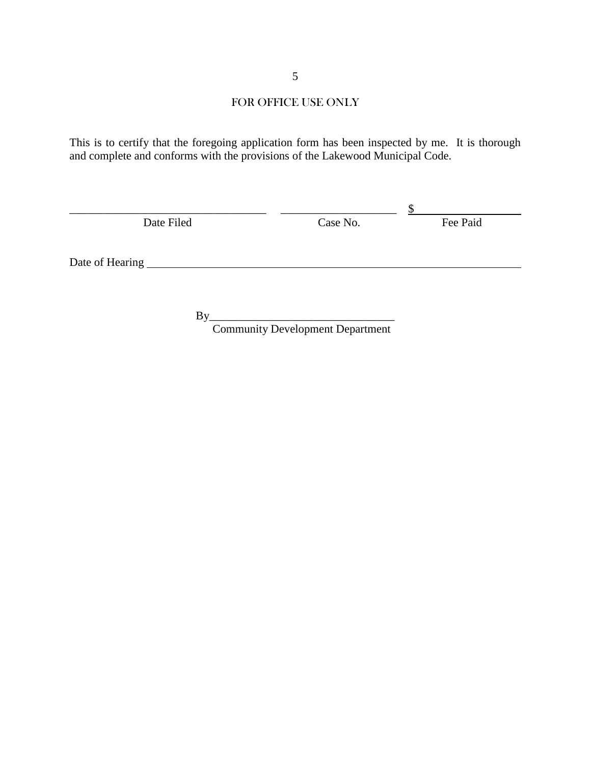## FOR OFFICE USE ONLY

This is to certify that the foregoing application form has been inspected by me. It is thorough and complete and conforms with the provisions of the Lakewood Municipal Code.

| ___________________________ | ____________________ | $__________________ |
|---|---|---|
| Date Filed | Case No. | Fee Paid |

Date of Hearing ____________________________________________________________

By________________________________
Community Development Department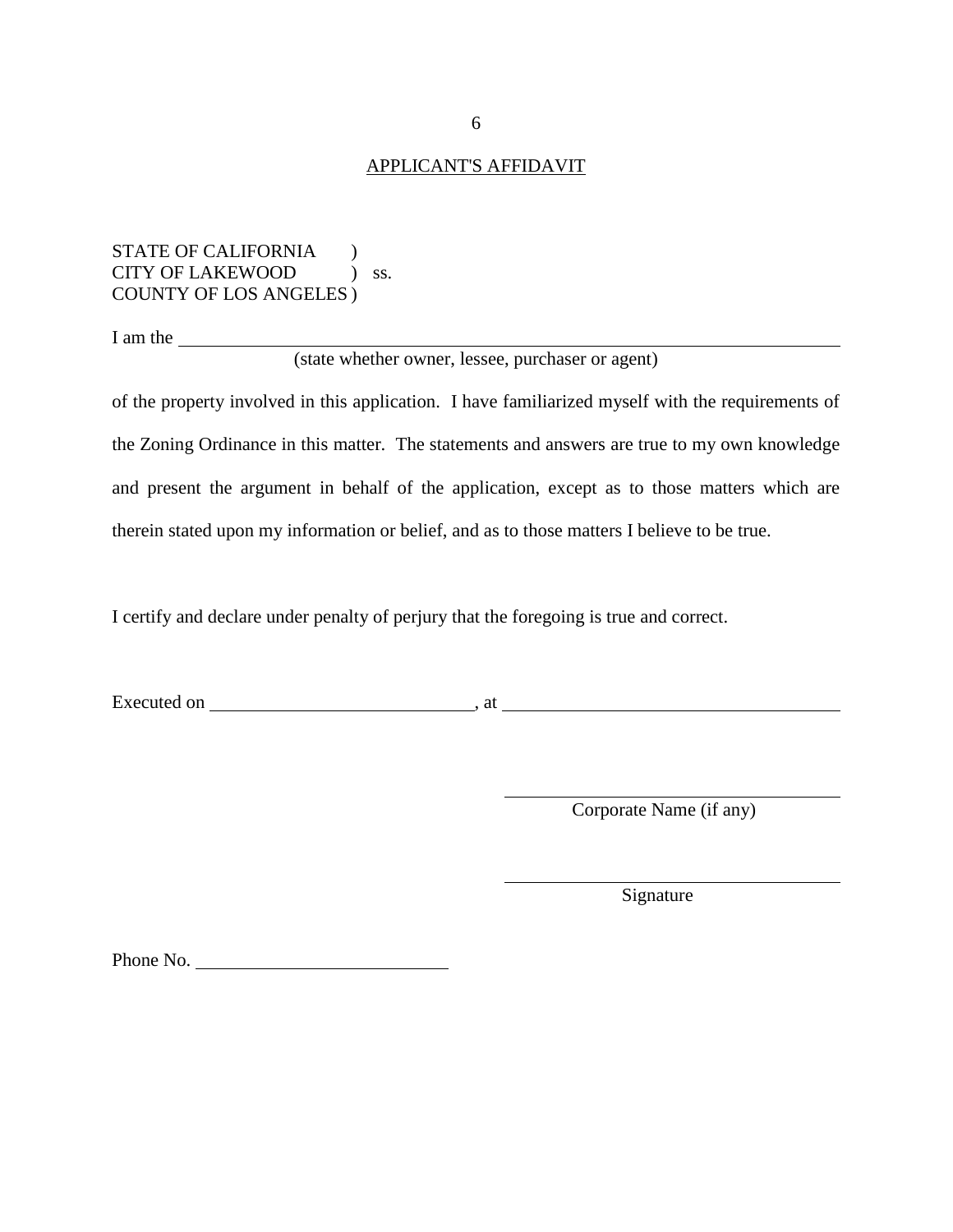## APPLICANT'S AFFIDAVIT

STATE OF CALIFORNIA )
CITY OF LAKEWOOD ) ss.
COUNTY OF LOS ANGELES )

I am the ______________________________________________________________
(state whether owner, lessee, purchaser or agent)

of the property involved in this application. I have familiarized myself with the requirements of the Zoning Ordinance in this matter. The statements and answers are true to my own knowledge and present the argument in behalf of the application, except as to those matters which are therein stated upon my information or belief, and as to those matters I believe to be true.

I certify and declare under penalty of perjury that the foregoing is true and correct.

Executed on ____________________________, at ____________________________________

____________________________________
Corporate Name (if any)

____________________________________
Signature

Phone No. ___________________________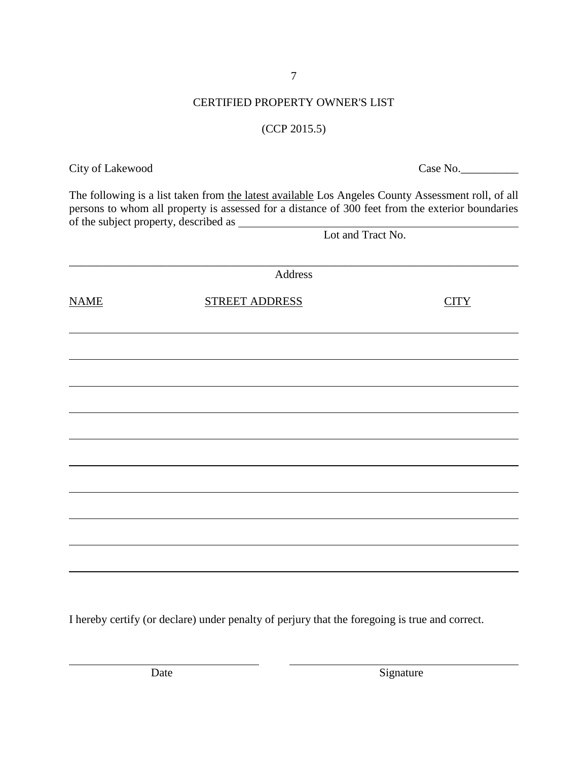# CERTIFIED PROPERTY OWNER'S LIST

(CCP 2015.5)

City of Lakewood

Case No.__________

The following is a list taken from <u>the latest available</u> Los Angeles County Assessment roll, of all persons to whom all property is assessed for a distance of 300 feet from the exterior boundaries of the subject property, described as ____________________________________________

Lot and Tract No.

______________________________________________________________________________

Address

| <u>NAME</u> | <u>STREET ADDRESS</u> | <u>CITY</u> |
|---|---|---|
| | | |
| | | |
| | | |
| | | |
| | | |
| | | |
| | | |
| | | |
| | | |
| | | |

I hereby certify (or declare) under penalty of perjury that the foregoing is true and correct.

______________________________ ______________________________

Date Signature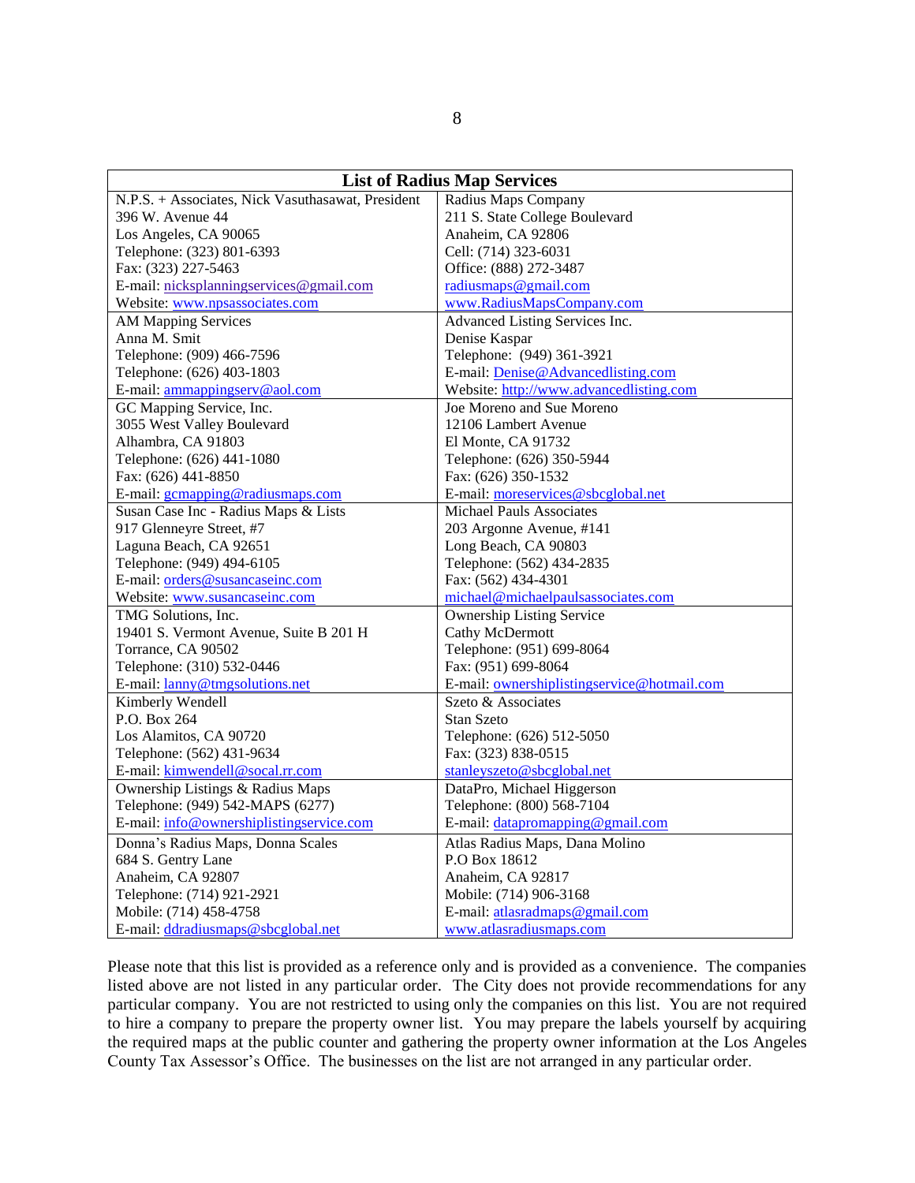| List of Radius Map Services | |
|---|---|
| N.P.S. + Associates, Nick Vasuthasawat, President<br>396 W. Avenue 44<br>Los Angeles, CA 90065<br>Telephone: (323) 801-6393<br>Fax: (323) 227-5463<br>E-mail: nicksplanningservices@gmail.com<br>Website: www.npsassociates.com | Radius Maps Company<br>211 S. State College Boulevard<br>Anaheim, CA 92806<br>Cell: (714) 323-6031<br>Office: (888) 272-3487<br>radiusmaps@gmail.com<br>www.RadiusMapsCompany.com |
| AM Mapping Services<br>Anna M. Smit<br>Telephone: (909) 466-7596<br>Telephone: (626) 403-1803<br>E-mail: ammappingserv@aol.com | Advanced Listing Services Inc.<br>Denise Kaspar<br>Telephone: (949) 361-3921<br>E-mail: Denise@Advancedlisting.com<br>Website: http://www.advancedlisting.com |
| GC Mapping Service, Inc.<br>3055 West Valley Boulevard<br>Alhambra, CA 91803<br>Telephone: (626) 441-1080<br>Fax: (626) 441-8850<br>E-mail: gcmapping@radiusmaps.com | Joe Moreno and Sue Moreno<br>12106 Lambert Avenue<br>El Monte, CA 91732<br>Telephone: (626) 350-5944<br>Fax: (626) 350-1532<br>E-mail: moreservices@sbcglobal.net |
| Susan Case Inc - Radius Maps & Lists<br>917 Glenneyre Street, #7<br>Laguna Beach, CA 92651<br>Telephone: (949) 494-6105<br>E-mail: orders@susancaseinc.com<br>Website: www.susancaseinc.com | Michael Pauls Associates<br>203 Argonne Avenue, #141<br>Long Beach, CA 90803<br>Telephone: (562) 434-2835<br>Fax: (562) 434-4301<br>michael@michaelpaulsassociates.com |
| TMG Solutions, Inc.<br>19401 S. Vermont Avenue, Suite B 201 H<br>Torrance, CA 90502<br>Telephone: (310) 532-0446<br>E-mail: lanny@tmgsolutions.net | Ownership Listing Service<br>Cathy McDermott<br>Telephone: (951) 699-8064<br>Fax: (951) 699-8064<br>E-mail: ownershiplistingservice@hotmail.com |
| Kimberly Wendell<br>P.O. Box 264<br>Los Alamitos, CA 90720<br>Telephone: (562) 431-9634<br>E-mail: kimwendell@socal.rr.com | Szeto & Associates<br>Stan Szeto<br>Telephone: (626) 512-5050<br>Fax: (323) 838-0515<br>stanleyszeto@sbcglobal.net |
| Ownership Listings & Radius Maps<br>Telephone: (949) 542-MAPS (6277)<br>E-mail: info@ownershiplistingservice.com | DataPro, Michael Higgerson<br>Telephone: (800) 568-7104<br>E-mail: datapromapping@gmail.com |
| Donna's Radius Maps, Donna Scales<br>684 S. Gentry Lane<br>Anaheim, CA 92807<br>Telephone: (714) 921-2921<br>Mobile: (714) 458-4758<br>E-mail: ddradiusmaps@sbcglobal.net | Atlas Radius Maps, Dana Molino<br>P.O Box 18612<br>Anaheim, CA 92817<br>Mobile: (714) 906-3168<br>E-mail: atlasradmaps@gmail.com<br>www.atlasradiusmaps.com |

Please note that this list is provided as a reference only and is provided as a convenience. The companies listed above are not listed in any particular order. The City does not provide recommendations for any particular company. You are not restricted to using only the companies on this list. You are not required to hire a company to prepare the property owner list. You may prepare the labels yourself by acquiring the required maps at the public counter and gathering the property owner information at the Los Angeles County Tax Assessor's Office. The businesses on the list are not arranged in any particular order.